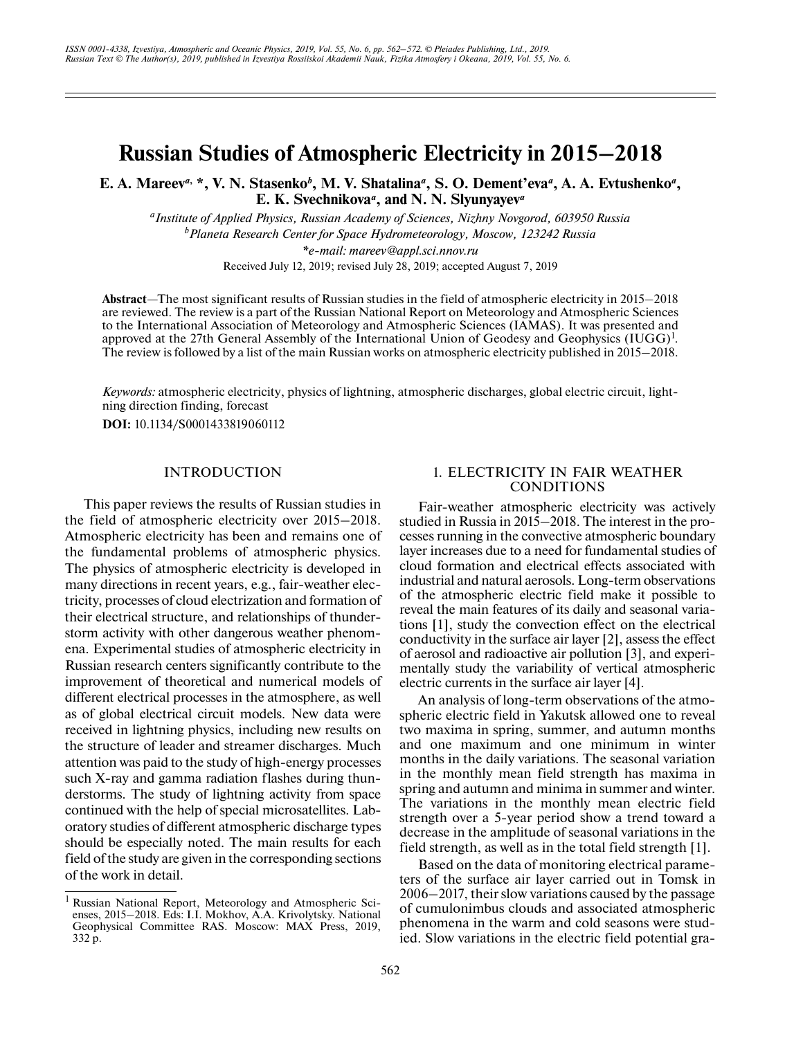# Russian Studies of Atmospheric Electricity in 2015–2018

**E. A. Mareev[a, *], V. N. Stasenko[b], M. V. Shatalina[a], S. O. Dement'eva[a], A. A. Evtushenko[a], E. K. Svechnikova[a], and N. N. Slyunyayev[a]**

[a] *Institute of Applied Physics, Russian Academy of Sciences, Nizhny Novgorod, 603950 Russia*

[b] *Planeta Research Center for Space Hydrometeorology, Moscow, 123242 Russia*

*\*e-mail: mareev@appl.sci.nnov.ru*

Received July 12, 2019; revised July 28, 2019; accepted August 7, 2019

**Abstract**—The most significant results of Russian studies in the field of atmospheric electricity in 2015–2018 are reviewed. The review is a part of the Russian National Report on Meteorology and Atmospheric Sciences to the International Association of Meteorology and Atmospheric Sciences (IAMAS). It was presented and approved at the 27th General Assembly of the International Union of Geodesy and Geophysics (IUGG)[1]. The review is followed by a list of the main Russian works on atmospheric electricity published in 2015–2018.

*Keywords:* atmospheric electricity, physics of lightning, atmospheric discharges, global electric circuit, lightning direction finding, forecast

**DOI:** 10.1134/S0001433819060112

## INTRODUCTION

This paper reviews the results of Russian studies in the field of atmospheric electricity over 2015–2018. Atmospheric electricity has been and remains one of the fundamental problems of atmospheric physics. The physics of atmospheric electricity is developed in many directions in recent years, e.g., fair-weather electricity, processes of cloud electrization and formation of their electrical structure, and relationships of thunderstorm activity with other dangerous weather phenomena. Experimental studies of atmospheric electricity in Russian research centers significantly contribute to the improvement of theoretical and numerical models of different electrical processes in the atmosphere, as well as of global electrical circuit models. New data were received in lightning physics, including new results on the structure of leader and streamer discharges. Much attention was paid to the study of high-energy processes such X-ray and gamma radiation flashes during thunderstorms. The study of lightning activity from space continued with the help of special microsatellites. Laboratory studies of different atmospheric discharge types should be especially noted. The main results for each field of the study are given in the corresponding sections of the work in detail.

## 1. ELECTRICITY IN FAIR WEATHER CONDITIONS

Fair-weather atmospheric electricity was actively studied in Russia in 2015–2018. The interest in the processes running in the convective atmospheric boundary layer increases due to a need for fundamental studies of cloud formation and electrical effects associated with industrial and natural aerosols. Long-term observations of the atmospheric electric field make it possible to reveal the main features of its daily and seasonal variations [1], study the convection effect on the electrical conductivity in the surface air layer [2], assess the effect of aerosol and radioactive air pollution [3], and experimentally study the variability of vertical atmospheric electric currents in the surface air layer [4].

An analysis of long-term observations of the atmospheric electric field in Yakutsk allowed one to reveal two maxima in spring, summer, and autumn months and one maximum and one minimum in winter months in the daily variations. The seasonal variation in the monthly mean field strength has maxima in spring and autumn and minima in summer and winter. The variations in the monthly mean electric field strength over a 5-year period show a trend toward a decrease in the amplitude of seasonal variations in the field strength, as well as in the total field strength [1].

Based on the data of monitoring electrical parameters of the surface air layer carried out in Tomsk in 2006–2017, their slow variations caused by the passage of cumulonimbus clouds and associated atmospheric phenomena in the warm and cold seasons were studied. Slow variations in the electric field potential gra-

[1] Russian National Report, Meteorology and Atmospheric Sciences, 2015–2018. Eds: I.I. Mokhov, A.A. Krivolutsky. National Geophysical Committee RAS. Moscow: MAX Press, 2019, 332 p.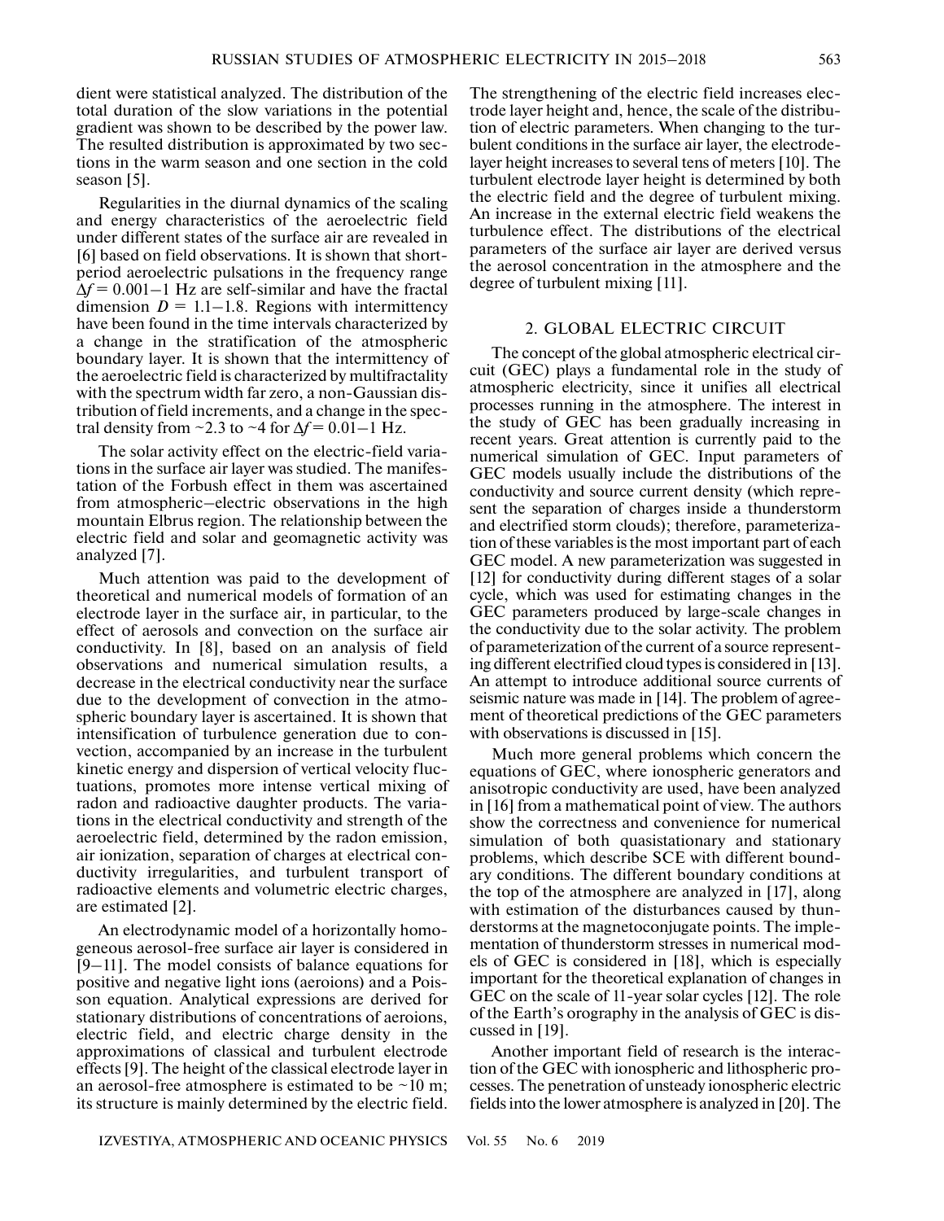dient were statistical analyzed. The distribution of the total duration of the slow variations in the potential gradient was shown to be described by the power law. The resulted distribution is approximated by two sections in the warm season and one section in the cold season [5].

Regularities in the diurnal dynamics of the scaling and energy characteristics of the aeroelectric field under different states of the surface air are revealed in [6] based on field observations. It is shown that short-period aeroelectric pulsations in the frequency range $\Delta f = 0.001–1$ Hz are self-similar and have the fractal dimension $D = 1.1–1.8$. Regions with intermittency have been found in the time intervals characterized by a change in the stratification of the atmospheric boundary layer. It is shown that the intermittency of the aeroelectric field is characterized by multifractality with the spectrum width far zero, a non-Gaussian distribution of field increments, and a change in the spectral density from ~2.3 to ~4 for $\Delta f = 0.01–1$ Hz.

The solar activity effect on the electric-field variations in the surface air layer was studied. The manifestation of the Forbush effect in them was ascertained from atmospheric–electric observations in the high mountain Elbrus region. The relationship between the electric field and solar and geomagnetic activity was analyzed [7].

Much attention was paid to the development of theoretical and numerical models of formation of an electrode layer in the surface air, in particular, to the effect of aerosols and convection on the surface air conductivity. In [8], based on an analysis of field observations and numerical simulation results, a decrease in the electrical conductivity near the surface due to the development of convection in the atmospheric boundary layer is ascertained. It is shown that intensification of turbulence generation due to convection, accompanied by an increase in the turbulent kinetic energy and dispersion of vertical velocity fluctuations, promotes more intense vertical mixing of radon and radioactive daughter products. The variations in the electrical conductivity and strength of the aeroelectric field, determined by the radon emission, air ionization, separation of charges at electrical conductivity irregularities, and turbulent transport of radioactive elements and volumetric electric charges, are estimated [2].

An electrodynamic model of a horizontally homogeneous aerosol-free surface air layer is considered in [9–11]. The model consists of balance equations for positive and negative light ions (aeroions) and a Poisson equation. Analytical expressions are derived for stationary distributions of concentrations of aeroions, electric field, and electric charge density in the approximations of classical and turbulent electrode effects [9]. The height of the classical electrode layer in an aerosol-free atmosphere is estimated to be ~10 m; its structure is mainly determined by the electric field. The strengthening of the electric field increases electrode layer height and, hence, the scale of the distribution of electric parameters. When changing to the turbulent conditions in the surface air layer, the electrode-layer height increases to several tens of meters [10]. The turbulent electrode layer height is determined by both the electric field and the degree of turbulent mixing. An increase in the external electric field weakens the turbulence effect. The distributions of the electrical parameters of the surface air layer are derived versus the aerosol concentration in the atmosphere and the degree of turbulent mixing [11].

## 2. GLOBAL ELECTRIC CIRCUIT

The concept of the global atmospheric electrical circuit (GEC) plays a fundamental role in the study of atmospheric electricity, since it unifies all electrical processes running in the atmosphere. The interest in the study of GEC has been gradually increasing in recent years. Great attention is currently paid to the numerical simulation of GEC. Input parameters of GEC models usually include the distributions of the conductivity and source current density (which represent the separation of charges inside a thunderstorm and electrified storm clouds); therefore, parameterization of these variables is the most important part of each GEC model. A new parameterization was suggested in [12] for conductivity during different stages of a solar cycle, which was used for estimating changes in the GEC parameters produced by large-scale changes in the conductivity due to the solar activity. The problem of parameterization of the current of a source representing different electrified cloud types is considered in [13]. An attempt to introduce additional source currents of seismic nature was made in [14]. The problem of agreement of theoretical predictions of the GEC parameters with observations is discussed in [15].

Much more general problems which concern the equations of GEC, where ionospheric generators and anisotropic conductivity are used, have been analyzed in [16] from a mathematical point of view. The authors show the correctness and convenience for numerical simulation of both quasistationary and stationary problems, which describe SCE with different boundary conditions. The different boundary conditions at the top of the atmosphere are analyzed in [17], along with estimation of the disturbances caused by thunderstorms at the magnetoconjugate points. The implementation of thunderstorm stresses in numerical models of GEC is considered in [18], which is especially important for the theoretical explanation of changes in GEC on the scale of 11-year solar cycles [12]. The role of the Earth's orography in the analysis of GEC is discussed in [19].

Another important field of research is the interaction of the GEC with ionospheric and lithospheric processes. The penetration of unsteady ionospheric electric fields into the lower atmosphere is analyzed in [20]. The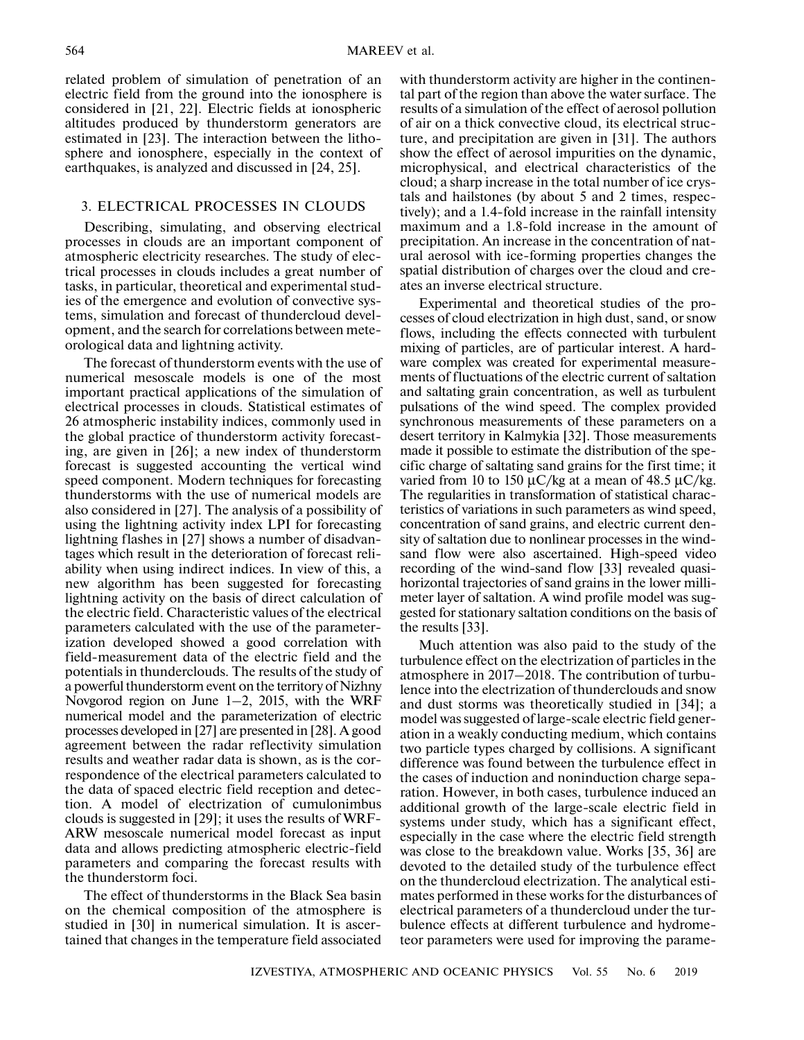related problem of simulation of penetration of an electric field from the ground into the ionosphere is considered in [21, 22]. Electric fields at ionospheric altitudes produced by thunderstorm generators are estimated in [23]. The interaction between the lithosphere and ionosphere, especially in the context of earthquakes, is analyzed and discussed in [24, 25].

## 3. ELECTRICAL PROCESSES IN CLOUDS

Describing, simulating, and observing electrical processes in clouds are an important component of atmospheric electricity researches. The study of electrical processes in clouds includes a great number of tasks, in particular, theoretical and experimental studies of the emergence and evolution of convective systems, simulation and forecast of thundercloud development, and the search for correlations between meteorological data and lightning activity.

The forecast of thunderstorm events with the use of numerical mesoscale models is one of the most important practical applications of the simulation of electrical processes in clouds. Statistical estimates of 26 atmospheric instability indices, commonly used in the global practice of thunderstorm activity forecasting, are given in [26]; a new index of thunderstorm forecast is suggested accounting the vertical wind speed component. Modern techniques for forecasting thunderstorms with the use of numerical models are also considered in [27]. The analysis of a possibility of using the lightning activity index LPI for forecasting lightning flashes in [27] shows a number of disadvantages which result in the deterioration of forecast reliability when using indirect indices. In view of this, a new algorithm has been suggested for forecasting lightning activity on the basis of direct calculation of the electric field. Characteristic values of the electrical parameters calculated with the use of the parameterization developed showed a good correlation with field-measurement data of the electric field and the potentials in thunderclouds. The results of the study of a powerful thunderstorm event on the territory of Nizhny Novgorod region on June 1–2, 2015, with the WRF numerical model and the parameterization of electric processes developed in [27] are presented in [28]. A good agreement between the radar reflectivity simulation results and weather radar data is shown, as is the correspondence of the electrical parameters calculated to the data of spaced electric field reception and detection. A model of electrization of cumulonimbus clouds is suggested in [29]; it uses the results of WRF-ARW mesoscale numerical model forecast as input data and allows predicting atmospheric electric-field parameters and comparing the forecast results with the thunderstorm foci.

The effect of thunderstorms in the Black Sea basin on the chemical composition of the atmosphere is studied in [30] in numerical simulation. It is ascertained that changes in the temperature field associated with thunderstorm activity are higher in the continental part of the region than above the water surface. The results of a simulation of the effect of aerosol pollution of air on a thick convective cloud, its electrical structure, and precipitation are given in [31]. The authors show the effect of aerosol impurities on the dynamic, microphysical, and electrical characteristics of the cloud; a sharp increase in the total number of ice crystals and hailstones (by about 5 and 2 times, respectively); and a 1.4-fold increase in the rainfall intensity maximum and a 1.8-fold increase in the amount of precipitation. An increase in the concentration of natural aerosol with ice-forming properties changes the spatial distribution of charges over the cloud and creates an inverse electrical structure.

Experimental and theoretical studies of the processes of cloud electrization in high dust, sand, or snow flows, including the effects connected with turbulent mixing of particles, are of particular interest. A hardware complex was created for experimental measurements of fluctuations of the electric current of saltation and saltating grain concentration, as well as turbulent pulsations of the wind speed. The complex provided synchronous measurements of these parameters on a desert territory in Kalmykia [32]. Those measurements made it possible to estimate the distribution of the specific charge of saltating sand grains for the first time; it varied from 10 to 150 μC/kg at a mean of 48.5 μC/kg. The regularities in transformation of statistical characteristics of variations in such parameters as wind speed, concentration of sand grains, and electric current density of saltation due to nonlinear processes in the wind-sand flow were also ascertained. High-speed video recording of the wind-sand flow [33] revealed quasi-horizontal trajectories of sand grains in the lower millimeter layer of saltation. A wind profile model was suggested for stationary saltation conditions on the basis of the results [33].

Much attention was also paid to the study of the turbulence effect on the electrization of particles in the atmosphere in 2017–2018. The contribution of turbulence into the electrization of thunderclouds and snow and dust storms was theoretically studied in [34]; a model was suggested of large-scale electric field generation in a weakly conducting medium, which contains two particle types charged by collisions. A significant difference was found between the turbulence effect in the cases of induction and noninduction charge separation. However, in both cases, turbulence induced an additional growth of the large-scale electric field in systems under study, which has a significant effect, especially in the case where the electric field strength was close to the breakdown value. Works [35, 36] are devoted to the detailed study of the turbulence effect on the thundercloud electrization. The analytical estimates performed in these works for the disturbances of electrical parameters of a thundercloud under the turbulence effects at different turbulence and hydrometeor parameters were used for improving the parame-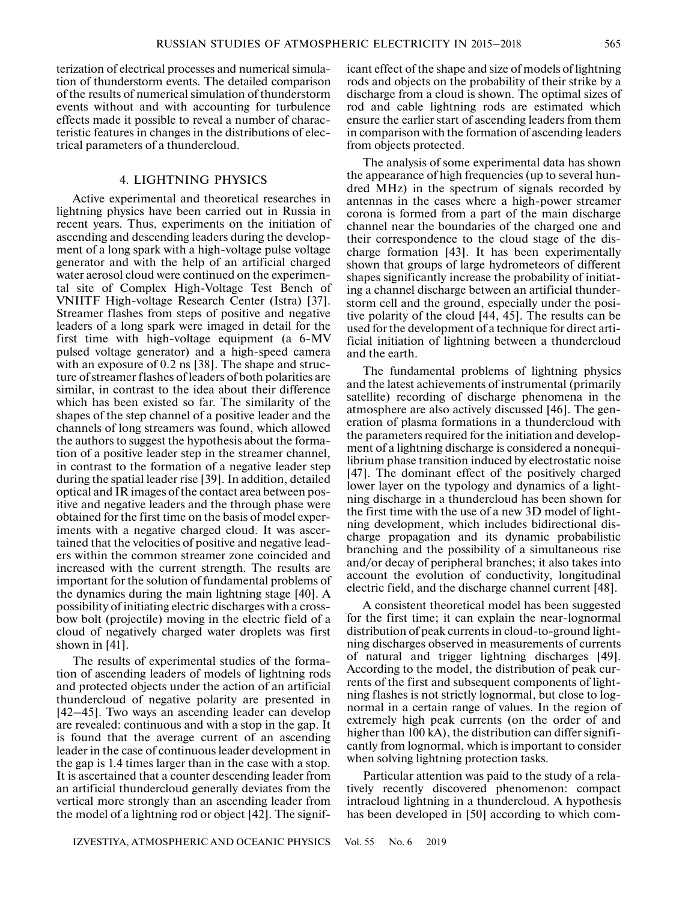terization of electrical processes and numerical simulation of thunderstorm events. The detailed comparison of the results of numerical simulation of thunderstorm events without and with accounting for turbulence effects made it possible to reveal a number of characteristic features in changes in the distributions of electrical parameters of a thundercloud.

## 4. LIGHTNING PHYSICS

Active experimental and theoretical researches in lightning physics have been carried out in Russia in recent years. Thus, experiments on the initiation of ascending and descending leaders during the development of a long spark with a high-voltage pulse voltage generator and with the help of an artificial charged water aerosol cloud were continued on the experimental site of Complex High-Voltage Test Bench of VNIITF High-voltage Research Center (Istra) [37]. Streamer flashes from steps of positive and negative leaders of a long spark were imaged in detail for the first time with high-voltage equipment (a 6-MV pulsed voltage generator) and a high-speed camera with an exposure of 0.2 ns [38]. The shape and structure of streamer flashes of leaders of both polarities are similar, in contrast to the idea about their difference which has been existed so far. The similarity of the shapes of the step channel of a positive leader and the channels of long streamers was found, which allowed the authors to suggest the hypothesis about the formation of a positive leader step in the streamer channel, in contrast to the formation of a negative leader step during the spatial leader rise [39]. In addition, detailed optical and IR images of the contact area between positive and negative leaders and the through phase were obtained for the first time on the basis of model experiments with a negative charged cloud. It was ascertained that the velocities of positive and negative leaders within the common streamer zone coincided and increased with the current strength. The results are important for the solution of fundamental problems of the dynamics during the main lightning stage [40]. A possibility of initiating electric discharges with a crossbow bolt (projectile) moving in the electric field of a cloud of negatively charged water droplets was first shown in [41].

The results of experimental studies of the formation of ascending leaders of models of lightning rods and protected objects under the action of an artificial thundercloud of negative polarity are presented in [42–45]. Two ways an ascending leader can develop are revealed: continuous and with a stop in the gap. It is found that the average current of an ascending leader in the case of continuous leader development in the gap is 1.4 times larger than in the case with a stop. It is ascertained that a counter descending leader from an artificial thundercloud generally deviates from the vertical more strongly than an ascending leader from the model of a lightning rod or object [42]. The significant effect of the shape and size of models of lightning rods and objects on the probability of their strike by a discharge from a cloud is shown. The optimal sizes of rod and cable lightning rods are estimated which ensure the earlier start of ascending leaders from them in comparison with the formation of ascending leaders from objects protected.

The analysis of some experimental data has shown the appearance of high frequencies (up to several hundred MHz) in the spectrum of signals recorded by antennas in the cases where a high-power streamer corona is formed from a part of the main discharge channel near the boundaries of the charged one and their correspondence to the cloud stage of the discharge formation [43]. It has been experimentally shown that groups of large hydrometeors of different shapes significantly increase the probability of initiating a channel discharge between an artificial thunderstorm cell and the ground, especially under the positive polarity of the cloud [44, 45]. The results can be used for the development of a technique for direct artificial initiation of lightning between a thundercloud and the earth.

The fundamental problems of lightning physics and the latest achievements of instrumental (primarily satellite) recording of discharge phenomena in the atmosphere are also actively discussed [46]. The generation of plasma formations in a thundercloud with the parameters required for the initiation and development of a lightning discharge is considered a nonequilibrium phase transition induced by electrostatic noise [47]. The dominant effect of the positively charged lower layer on the typology and dynamics of a lightning discharge in a thundercloud has been shown for the first time with the use of a new 3D model of lightning development, which includes bidirectional discharge propagation and its dynamic probabilistic branching and the possibility of a simultaneous rise and/or decay of peripheral branches; it also takes into account the evolution of conductivity, longitudinal electric field, and the discharge channel current [48].

A consistent theoretical model has been suggested for the first time; it can explain the near-lognormal distribution of peak currents in cloud-to-ground lightning discharges observed in measurements of currents of natural and trigger lightning discharges [49]. According to the model, the distribution of peak currents of the first and subsequent components of lightning flashes is not strictly lognormal, but close to lognormal in a certain range of values. In the region of extremely high peak currents (on the order of and higher than 100 kA), the distribution can differ significantly from lognormal, which is important to consider when solving lightning protection tasks.

Particular attention was paid to the study of a relatively recently discovered phenomenon: compact intracloud lightning in a thundercloud. A hypothesis has been developed in [50] according to which com-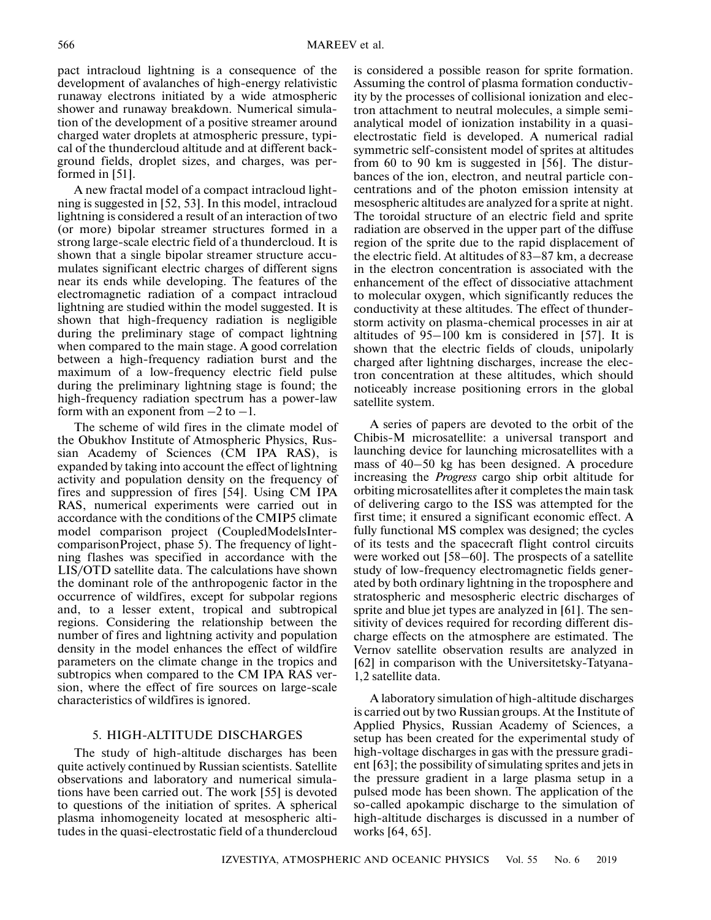pact intracloud lightning is a consequence of the development of avalanches of high-energy relativistic runaway electrons initiated by a wide atmospheric shower and runaway breakdown. Numerical simulation of the development of a positive streamer around charged water droplets at atmospheric pressure, typical of the thundercloud altitude and at different background fields, droplet sizes, and charges, was performed in [51].

A new fractal model of a compact intracloud lightning is suggested in [52, 53]. In this model, intracloud lightning is considered a result of an interaction of two (or more) bipolar streamer structures formed in a strong large-scale electric field of a thundercloud. It is shown that a single bipolar streamer structure accumulates significant electric charges of different signs near its ends while developing. The features of the electromagnetic radiation of a compact intracloud lightning are studied within the model suggested. It is shown that high-frequency radiation is negligible during the preliminary stage of compact lightning when compared to the main stage. A good correlation between a high-frequency radiation burst and the maximum of a low-frequency electric field pulse during the preliminary lightning stage is found; the high-frequency radiation spectrum has a power-law form with an exponent from −2 to −1.

The scheme of wild fires in the climate model of the Obukhov Institute of Atmospheric Physics, Russian Academy of Sciences (CM IPA RAS), is expanded by taking into account the effect of lightning activity and population density on the frequency of fires and suppression of fires [54]. Using CM IPA RAS, numerical experiments were carried out in accordance with the conditions of the CMIP5 climate model comparison project (CoupledModelsIntercomparisonProject, phase 5). The frequency of lightning flashes was specified in accordance with the LIS/OTD satellite data. The calculations have shown the dominant role of the anthropogenic factor in the occurrence of wildfires, except for subpolar regions and, to a lesser extent, tropical and subtropical regions. Considering the relationship between the number of fires and lightning activity and population density in the model enhances the effect of wildfire parameters on the climate change in the tropics and subtropics when compared to the CM IPA RAS version, where the effect of fire sources on large-scale characteristics of wildfires is ignored.

## 5. HIGH-ALTITUDE DISCHARGES

The study of high-altitude discharges has been quite actively continued by Russian scientists. Satellite observations and laboratory and numerical simulations have been carried out. The work [55] is devoted to questions of the initiation of sprites. A spherical plasma inhomogeneity located at mesospheric altitudes in the quasi-electrostatic field of a thundercloud is considered a possible reason for sprite formation. Assuming the control of plasma formation conductivity by the processes of collisional ionization and electron attachment to neutral molecules, a simple semi-analytical model of ionization instability in a quasi-electrostatic field is developed. A numerical radial symmetric self-consistent model of sprites at altitudes from 60 to 90 km is suggested in [56]. The disturbances of the ion, electron, and neutral particle concentrations and of the photon emission intensity at mesospheric altitudes are analyzed for a sprite at night. The toroidal structure of an electric field and sprite radiation are observed in the upper part of the diffuse region of the sprite due to the rapid displacement of the electric field. At altitudes of 83–87 km, a decrease in the electron concentration is associated with the enhancement of the effect of dissociative attachment to molecular oxygen, which significantly reduces the conductivity at these altitudes. The effect of thunderstorm activity on plasma-chemical processes in air at altitudes of 95–100 km is considered in [57]. It is shown that the electric fields of clouds, unipolarly charged after lightning discharges, increase the electron concentration at these altitudes, which should noticeably increase positioning errors in the global satellite system.

A series of papers are devoted to the orbit of the Chibis-M microsatellite: a universal transport and launching device for launching microsatellites with a mass of 40–50 kg has been designed. A procedure increasing the *Progress* cargo ship orbit altitude for orbiting microsatellites after it completes the main task of delivering cargo to the ISS was attempted for the first time; it ensured a significant economic effect. A fully functional MS complex was designed; the cycles of its tests and the spacecraft flight control circuits were worked out [58–60]. The prospects of a satellite study of low-frequency electromagnetic fields generated by both ordinary lightning in the troposphere and stratospheric and mesospheric electric discharges of sprite and blue jet types are analyzed in [61]. The sensitivity of devices required for recording different discharge effects on the atmosphere are estimated. The Vernov satellite observation results are analyzed in [62] in comparison with the Universitetsky-Tatyana-1,2 satellite data.

A laboratory simulation of high-altitude discharges is carried out by two Russian groups. At the Institute of Applied Physics, Russian Academy of Sciences, a setup has been created for the experimental study of high-voltage discharges in gas with the pressure gradient [63]; the possibility of simulating sprites and jets in the pressure gradient in a large plasma setup in a pulsed mode has been shown. The application of the so-called apokampic discharge to the simulation of high-altitude discharges is discussed in a number of works [64, 65].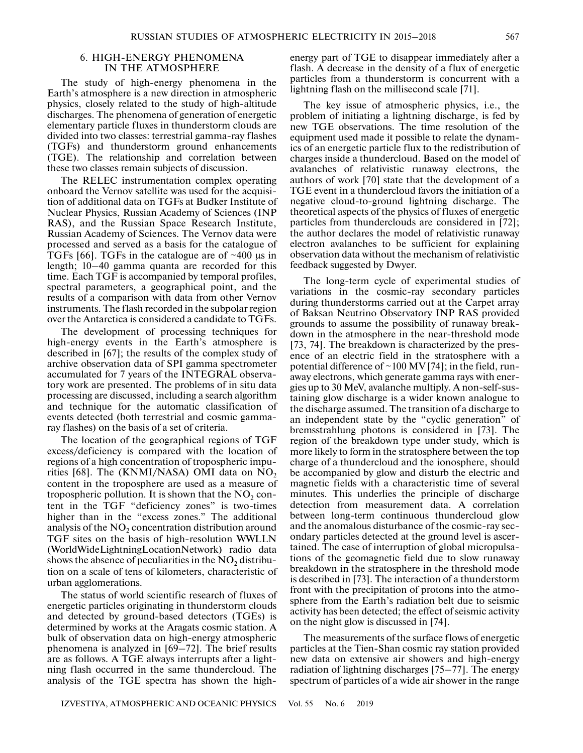## 6. HIGH-ENERGY PHENOMENA IN THE ATMOSPHERE

The study of high-energy phenomena in the Earth's atmosphere is a new direction in atmospheric physics, closely related to the study of high-altitude discharges. The phenomena of generation of energetic elementary particle fluxes in thunderstorm clouds are divided into two classes: terrestrial gamma-ray flashes (TGFs) and thunderstorm ground enhancements (TGE). The relationship and correlation between these two classes remain subjects of discussion.

The RELEC instrumentation complex operating onboard the Vernov satellite was used for the acquisition of additional data on TGFs at Budker Institute of Nuclear Physics, Russian Academy of Sciences (INP RAS), and the Russian Space Research Institute, Russian Academy of Sciences. The Vernov data were processed and served as a basis for the catalogue of TGFs [66]. TGFs in the catalogue are of ~400 μs in length; 10–40 gamma quanta are recorded for this time. Each TGF is accompanied by temporal profiles, spectral parameters, a geographical point, and the results of a comparison with data from other Vernov instruments. The flash recorded in the subpolar region over the Antarctica is considered a candidate to TGFs.

The development of processing techniques for high-energy events in the Earth's atmosphere is described in [67]; the results of the complex study of archive observation data of SPI gamma spectrometer accumulated for 7 years of the INTEGRAL observatory work are presented. The problems of in situ data processing are discussed, including a search algorithm and technique for the automatic classification of events detected (both terrestrial and cosmic gamma-ray flashes) on the basis of a set of criteria.

The location of the geographical regions of TGF excess/deficiency is compared with the location of regions of a high concentration of tropospheric impurities [68]. The (KNMI/NASA) OMI data on $NO_2$ content in the troposphere are used as a measure of tropospheric pollution. It is shown that the $NO_2$ content in the TGF "deficiency zones" is two-times higher than in the "excess zones." The additional analysis of the $NO_2$ concentration distribution around TGF sites on the basis of high-resolution WWLLN (WorldWideLightningLocationNetwork) radio data shows the absence of peculiarities in the $NO_2$ distribution on a scale of tens of kilometers, characteristic of urban agglomerations.

The status of world scientific research of fluxes of energetic particles originating in thunderstorm clouds and detected by ground-based detectors (TGEs) is determined by works at the Aragats cosmic station. A bulk of observation data on high-energy atmospheric phenomena is analyzed in [69–72]. The brief results are as follows. A TGE always interrupts after a lightning flash occurred in the same thundercloud. The analysis of the TGE spectra has shown the high-energy part of TGE to disappear immediately after a flash. A decrease in the density of a flux of energetic particles from a thunderstorm is concurrent with a lightning flash on the millisecond scale [71].

The key issue of atmospheric physics, i.e., the problem of initiating a lightning discharge, is fed by new TGE observations. The time resolution of the equipment used made it possible to relate the dynamics of an energetic particle flux to the redistribution of charges inside a thundercloud. Based on the model of avalanches of relativistic runaway electrons, the authors of work [70] state that the development of a TGE event in a thundercloud favors the initiation of a negative cloud-to-ground lightning discharge. The theoretical aspects of the physics of fluxes of energetic particles from thunderclouds are considered in [72]; the author declares the model of relativistic runaway electron avalanches to be sufficient for explaining observation data without the mechanism of relativistic feedback suggested by Dwyer.

The long-term cycle of experimental studies of variations in the cosmic-ray secondary particles during thunderstorms carried out at the Carpet array of Baksan Neutrino Observatory INP RAS provided grounds to assume the possibility of runaway breakdown in the atmosphere in the near-threshold mode [73, 74]. The breakdown is characterized by the presence of an electric field in the stratosphere with a potential difference of ~100 MV [74]; in the field, runaway electrons, which generate gamma rays with energies up to 30 MeV, avalanche multiply. A non-self-sustaining glow discharge is a wider known analogue to the discharge assumed. The transition of a discharge to an independent state by the "cyclic generation" of bremsstrahlung photons is considered in [73]. The region of the breakdown type under study, which is more likely to form in the stratosphere between the top charge of a thundercloud and the ionosphere, should be accompanied by glow and disturb the electric and magnetic fields with a characteristic time of several minutes. This underlies the principle of discharge detection from measurement data. A correlation between long-term continuous thundercloud glow and the anomalous disturbance of the cosmic-ray secondary particles detected at the ground level is ascertained. The case of interruption of global micropulsations of the geomagnetic field due to slow runaway breakdown in the stratosphere in the threshold mode is described in [73]. The interaction of a thunderstorm front with the precipitation of protons into the atmosphere from the Earth's radiation belt due to seismic activity has been detected; the effect of seismic activity on the night glow is discussed in [74].

The measurements of the surface flows of energetic particles at the Tien-Shan cosmic ray station provided new data on extensive air showers and high-energy radiation of lightning discharges [75–77]. The energy spectrum of particles of a wide air shower in the range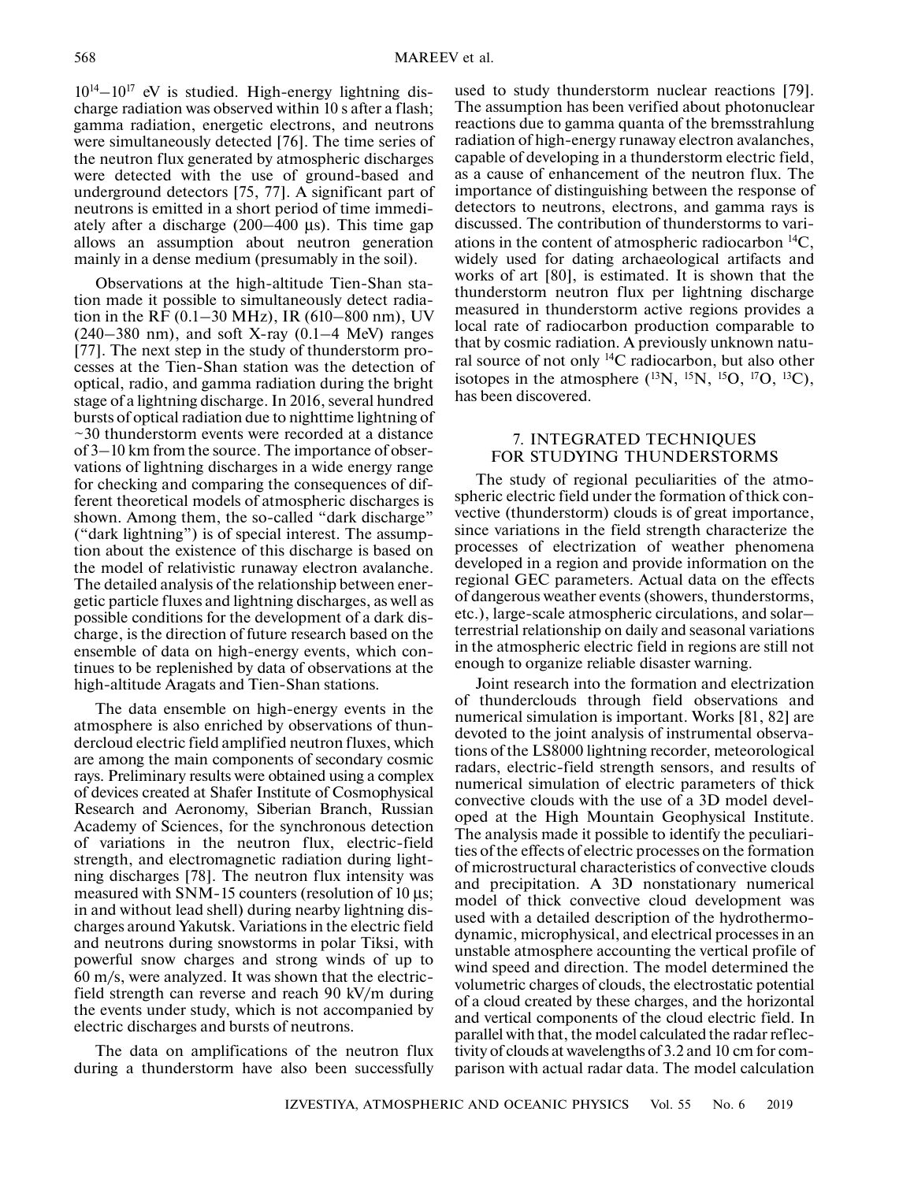$10^{14}$–$10^{17}$ eV is studied. High-energy lightning discharge radiation was observed within 10 s after a flash; gamma radiation, energetic electrons, and neutrons were simultaneously detected [76]. The time series of the neutron flux generated by atmospheric discharges were detected with the use of ground-based and underground detectors [75, 77]. A significant part of neutrons is emitted in a short period of time immediately after a discharge (200–400 μs). This time gap allows an assumption about neutron generation mainly in a dense medium (presumably in the soil).

Observations at the high-altitude Tien-Shan station made it possible to simultaneously detect radiation in the RF (0.1–30 MHz), IR (610–800 nm), UV (240–380 nm), and soft X-ray (0.1–4 MeV) ranges [77]. The next step in the study of thunderstorm processes at the Tien-Shan station was the detection of optical, radio, and gamma radiation during the bright stage of a lightning discharge. In 2016, several hundred bursts of optical radiation due to nighttime lightning of ~30 thunderstorm events were recorded at a distance of 3–10 km from the source. The importance of observations of lightning discharges in a wide energy range for checking and comparing the consequences of different theoretical models of atmospheric discharges is shown. Among them, the so-called "dark discharge" ("dark lightning") is of special interest. The assumption about the existence of this discharge is based on the model of relativistic runaway electron avalanche. The detailed analysis of the relationship between energetic particle fluxes and lightning discharges, as well as possible conditions for the development of a dark discharge, is the direction of future research based on the ensemble of data on high-energy events, which continues to be replenished by data of observations at the high-altitude Aragats and Tien-Shan stations.

The data ensemble on high-energy events in the atmosphere is also enriched by observations of thundercloud electric field amplified neutron fluxes, which are among the main components of secondary cosmic rays. Preliminary results were obtained using a complex of devices created at Shafer Institute of Cosmophysical Research and Aeronomy, Siberian Branch, Russian Academy of Sciences, for the synchronous detection of variations in the neutron flux, electric-field strength, and electromagnetic radiation during lightning discharges [78]. The neutron flux intensity was measured with SNM-15 counters (resolution of 10 μs; in and without lead shell) during nearby lightning discharges around Yakutsk. Variations in the electric field and neutrons during snowstorms in polar Tiksi, with powerful snow charges and strong winds of up to 60 m/s, were analyzed. It was shown that the electric-field strength can reverse and reach 90 kV/m during the events under study, which is not accompanied by electric discharges and bursts of neutrons.

The data on amplifications of the neutron flux during a thunderstorm have also been successfully used to study thunderstorm nuclear reactions [79]. The assumption has been verified about photonuclear reactions due to gamma quanta of the bremsstrahlung radiation of high-energy runaway electron avalanches, capable of developing in a thunderstorm electric field, as a cause of enhancement of the neutron flux. The importance of distinguishing between the response of detectors to neutrons, electrons, and gamma rays is discussed. The contribution of thunderstorms to variations in the content of atmospheric radiocarbon $^{14}C$, widely used for dating archaeological artifacts and works of art [80], is estimated. It is shown that the thunderstorm neutron flux per lightning discharge measured in thunderstorm active regions provides a local rate of radiocarbon production comparable to that by cosmic radiation. A previously unknown natural source of not only $^{14}C$ radiocarbon, but also other isotopes in the atmosphere ($^{13}N$, $^{15}N$, $^{15}O$, $^{17}O$, $^{13}C$), has been discovered.

## 7. INTEGRATED TECHNIQUES FOR STUDYING THUNDERSTORMS

The study of regional peculiarities of the atmospheric electric field under the formation of thick convective (thunderstorm) clouds is of great importance, since variations in the field strength characterize the processes of electrization of weather phenomena developed in a region and provide information on the regional GEC parameters. Actual data on the effects of dangerous weather events (showers, thunderstorms, etc.), large-scale atmospheric circulations, and solar–terrestrial relationship on daily and seasonal variations in the atmospheric electric field in regions are still not enough to organize reliable disaster warning.

Joint research into the formation and electrization of thunderclouds through field observations and numerical simulation is important. Works [81, 82] are devoted to the joint analysis of instrumental observations of the LS8000 lightning recorder, meteorological radars, electric-field strength sensors, and results of numerical simulation of electric parameters of thick convective clouds with the use of a 3D model developed at the High Mountain Geophysical Institute. The analysis made it possible to identify the peculiarities of the effects of electric processes on the formation of microstructural characteristics of convective clouds and precipitation. A 3D nonstationary numerical model of thick convective cloud development was used with a detailed description of the hydrothermodynamic, microphysical, and electrical processes in an unstable atmosphere accounting the vertical profile of wind speed and direction. The model determined the volumetric charges of clouds, the electrostatic potential of a cloud created by these charges, and the horizontal and vertical components of the cloud electric field. In parallel with that, the model calculated the radar reflectivity of clouds at wavelengths of 3.2 and 10 cm for comparison with actual radar data. The model calculation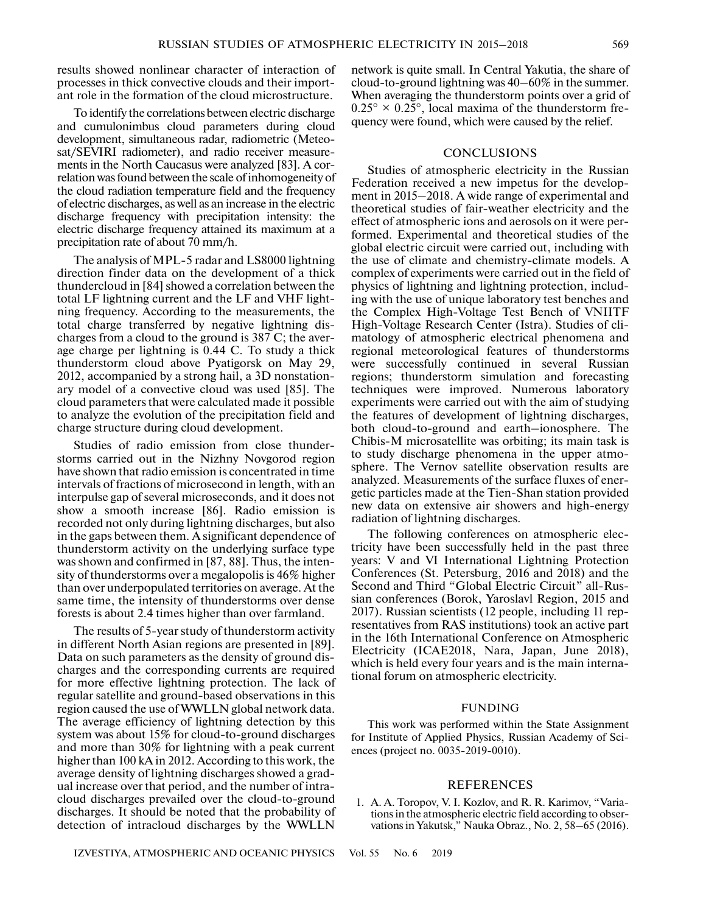results showed nonlinear character of interaction of processes in thick convective clouds and their important role in the formation of the cloud microstructure.

To identify the correlations between electric discharge and cumulonimbus cloud parameters during cloud development, simultaneous radar, radiometric (Meteosat/SEVIRI radiometer), and radio receiver measurements in the North Caucasus were analyzed [83]. A correlation was found between the scale of inhomogeneity of the cloud radiation temperature field and the frequency of electric discharges, as well as an increase in the electric discharge frequency with precipitation intensity: the electric discharge frequency attained its maximum at a precipitation rate of about 70 mm/h.

The analysis of MPL-5 radar and LS8000 lightning direction finder data on the development of a thick thundercloud in [84] showed a correlation between the total LF lightning current and the LF and VHF lightning frequency. According to the measurements, the total charge transferred by negative lightning discharges from a cloud to the ground is 387 C; the average charge per lightning is 0.44 C. To study a thick thunderstorm cloud above Pyatigorsk on May 29, 2012, accompanied by a strong hail, a 3D nonstationary model of a convective cloud was used [85]. The cloud parameters that were calculated made it possible to analyze the evolution of the precipitation field and charge structure during cloud development.

Studies of radio emission from close thunderstorms carried out in the Nizhny Novgorod region have shown that radio emission is concentrated in time intervals of fractions of microsecond in length, with an interpulse gap of several microseconds, and it does not show a smooth increase [86]. Radio emission is recorded not only during lightning discharges, but also in the gaps between them. A significant dependence of thunderstorm activity on the underlying surface type was shown and confirmed in [87, 88]. Thus, the intensity of thunderstorms over a megalopolis is 46% higher than over underpopulated territories on average. At the same time, the intensity of thunderstorms over dense forests is about 2.4 times higher than over farmland.

The results of 5-year study of thunderstorm activity in different North Asian regions are presented in [89]. Data on such parameters as the density of ground discharges and the corresponding currents are required for more effective lightning protection. The lack of regular satellite and ground-based observations in this region caused the use of WWLLN global network data. The average efficiency of lightning detection by this system was about 15% for cloud-to-ground discharges and more than 30% for lightning with a peak current higher than 100 kA in 2012. According to this work, the average density of lightning discharges showed a gradual increase over that period, and the number of intracloud discharges prevailed over the cloud-to-ground discharges. It should be noted that the probability of detection of intracloud discharges by the WWLLN network is quite small. In Central Yakutia, the share of cloud-to-ground lightning was 40–60% in the summer. When averaging the thunderstorm points over a grid of $0.25° \times 0.25°$, local maxima of the thunderstorm frequency were found, which were caused by the relief.

## CONCLUSIONS

Studies of atmospheric electricity in the Russian Federation received a new impetus for the development in 2015–2018. A wide range of experimental and theoretical studies of fair-weather electricity and the effect of atmospheric ions and aerosols on it were performed. Experimental and theoretical studies of the global electric circuit were carried out, including with the use of climate and chemistry-climate models. A complex of experiments were carried out in the field of physics of lightning and lightning protection, including with the use of unique laboratory test benches and the Complex High-Voltage Test Bench of VNIITF High-Voltage Research Center (Istra). Studies of climatology of atmospheric electrical phenomena and regional meteorological features of thunderstorms were successfully continued in several Russian regions; thunderstorm simulation and forecasting techniques were improved. Numerous laboratory experiments were carried out with the aim of studying the features of development of lightning discharges, both cloud-to-ground and earth–ionosphere. The Chibis-M microsatellite was orbiting; its main task is to study discharge phenomena in the upper atmosphere. The Vernov satellite observation results are analyzed. Measurements of the surface fluxes of energetic particles made at the Tien-Shan station provided new data on extensive air showers and high-energy radiation of lightning discharges.

The following conferences on atmospheric electricity have been successfully held in the past three years: V and VI International Lightning Protection Conferences (St. Petersburg, 2016 and 2018) and the Second and Third "Global Electric Circuit" all-Russian conferences (Borok, Yaroslavl Region, 2015 and 2017). Russian scientists (12 people, including 11 representatives from RAS institutions) took an active part in the 16th International Conference on Atmospheric Electricity (ICAE2018, Nara, Japan, June 2018), which is held every four years and is the main international forum on atmospheric electricity.

## FUNDING

This work was performed within the State Assignment for Institute of Applied Physics, Russian Academy of Sciences (project no. 0035-2019-0010).

## REFERENCES

1. A. A. Toropov, V. I. Kozlov, and R. R. Karimov, "Variations in the atmospheric electric field according to observations in Yakutsk," Nauka Obraz., No. 2, 58–65 (2016).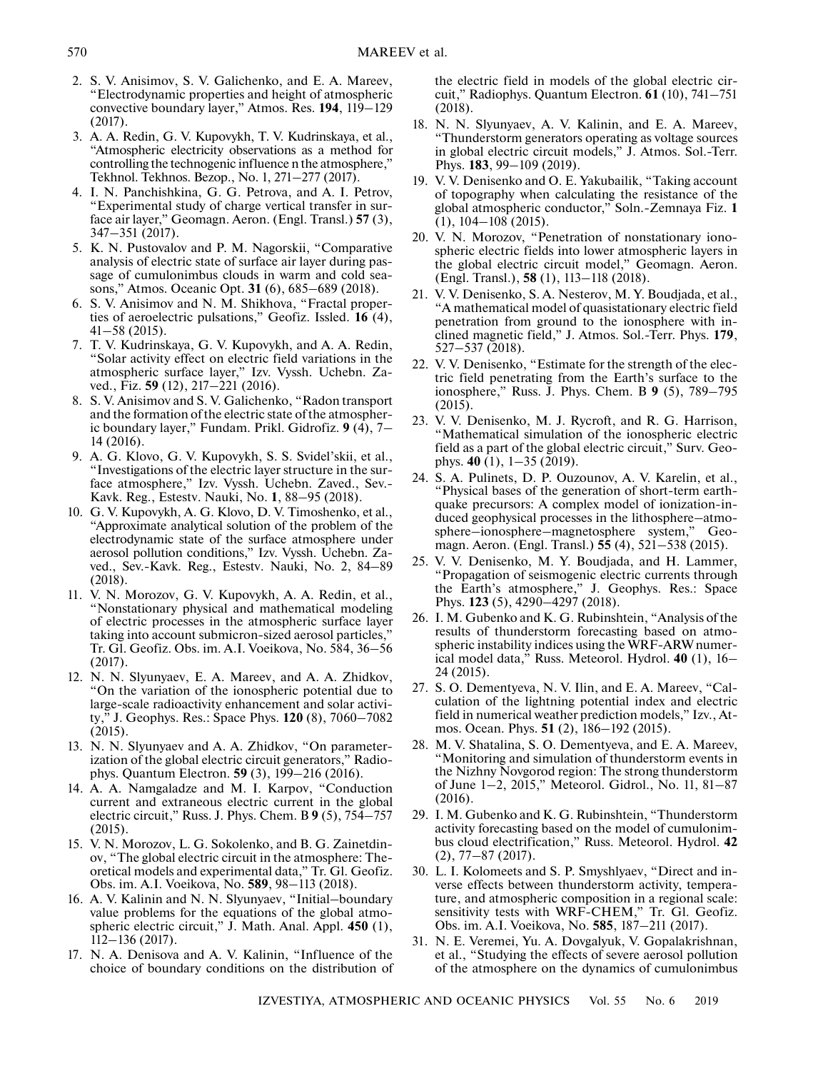2. S. V. Anisimov, S. V. Galichenko, and E. A. Mareev, "Electrodynamic properties and height of atmospheric convective boundary layer," Atmos. Res. **194**, 119–129 (2017).
3. A. A. Redin, G. V. Kupovykh, T. V. Kudrinskaya, et al., "Atmospheric electricity observations as a method for controlling the technogenic influence n the atmosphere," Tekhnol. Tekhnos. Bezop., No. 1, 271–277 (2017).
4. I. N. Panchishkina, G. G. Petrova, and A. I. Petrov, "Experimental study of charge vertical transfer in surface air layer," Geomagn. Aeron. (Engl. Transl.) **57** (3), 347–351 (2017).
5. K. N. Pustovalov and P. M. Nagorskii, "Comparative analysis of electric state of surface air layer during passage of cumulonimbus clouds in warm and cold seasons," Atmos. Oceanic Opt. **31** (6), 685–689 (2018).
6. S. V. Anisimov and N. M. Shikhova, "Fractal properties of aeroelectric pulsations," Geofiz. Issled. **16** (4), 41–58 (2015).
7. T. V. Kudrinskaya, G. V. Kupovykh, and A. A. Redin, "Solar activity effect on electric field variations in the atmospheric surface layer," Izv. Vyssh. Uchebn. Zaved., Fiz. **59** (12), 217–221 (2016).
8. S. V. Anisimov and S. V. Galichenko, "Radon transport and the formation of the electric state of the atmospheric boundary layer," Fundam. Prikl. Gidrofiz. **9** (4), 7–14 (2016).
9. A. G. Klovo, G. V. Kupovykh, S. S. Svidel'skii, et al., "Investigations of the electric layer structure in the surface atmosphere," Izv. Vyssh. Uchebn. Zaved., Sev.-Kavk. Reg., Estestv. Nauki, No. **1**, 88–95 (2018).
10. G. V. Kupovykh, A. G. Klovo, D. V. Timoshenko, et al., "Approximate analytical solution of the problem of the electrodynamic state of the surface atmosphere under aerosol pollution conditions," Izv. Vyssh. Uchebn. Zaved., Sev.-Kavk. Reg., Estestv. Nauki, No. 2, 84–89 (2018).
11. V. N. Morozov, G. V. Kupovykh, A. A. Redin, et al., "Nonstationary physical and mathematical modeling of electric processes in the atmospheric surface layer taking into account submicron-sized aerosol particles," Tr. Gl. Geofiz. Obs. im. A.I. Voeikova, No. 584, 36–56 (2017).
12. N. N. Slyunyaev, E. A. Mareev, and A. A. Zhidkov, "On the variation of the ionospheric potential due to large-scale radioactivity enhancement and solar activity," J. Geophys. Res.: Space Phys. **120** (8), 7060–7082 (2015).
13. N. N. Slyunyaev and A. A. Zhidkov, "On parameterization of the global electric circuit generators," Radiophys. Quantum Electron. **59** (3), 199–216 (2016).
14. A. A. Namgaladze and M. I. Karpov, "Conduction current and extraneous electric current in the global electric circuit," Russ. J. Phys. Chem. B **9** (5), 754–757 (2015).
15. V. N. Morozov, L. G. Sokolenko, and B. G. Zainetdinov, "The global electric circuit in the atmosphere: Theoretical models and experimental data," Tr. Gl. Geofiz. Obs. im. A.I. Voeikova, No. **589**, 98–113 (2018).
16. A. V. Kalinin and N. N. Slyunyaev, "Initial–boundary value problems for the equations of the global atmospheric electric circuit," J. Math. Anal. Appl. **450** (1), 112–136 (2017).
17. N. A. Denisova and A. V. Kalinin, "Influence of the choice of boundary conditions on the distribution of the electric field in models of the global electric circuit," Radiophys. Quantum Electron. **61** (10), 741–751 (2018).
18. N. N. Slyunyaev, A. V. Kalinin, and E. A. Mareev, "Thunderstorm generators operating as voltage sources in global electric circuit models," J. Atmos. Sol.-Terr. Phys. **183**, 99–109 (2019).
19. V. V. Denisenko and O. E. Yakubailik, "Taking account of topography when calculating the resistance of the global atmospheric conductor," Soln.-Zemnaya Fiz. **1** (1), 104–108 (2015).
20. V. N. Morozov, "Penetration of nonstationary ionospheric electric fields into lower atmospheric layers in the global electric circuit model," Geomagn. Aeron. (Engl. Transl.), **58** (1), 113–118 (2018).
21. V. V. Denisenko, S. A. Nesterov, M. Y. Boudjada, et al., "A mathematical model of quasistationary electric field penetration from ground to the ionosphere with inclined magnetic field," J. Atmos. Sol.-Terr. Phys. **179**, 527–537 (2018).
22. V. V. Denisenko, "Estimate for the strength of the electric field penetrating from the Earth's surface to the ionosphere," Russ. J. Phys. Chem. B **9** (5), 789–795 (2015).
23. V. V. Denisenko, M. J. Rycroft, and R. G. Harrison, "Mathematical simulation of the ionospheric electric field as a part of the global electric circuit," Surv. Geophys. **40** (1), 1–35 (2019).
24. S. A. Pulinets, D. P. Ouzounov, A. V. Karelin, et al., "Physical bases of the generation of short-term earthquake precursors: A complex model of ionization-induced geophysical processes in the lithosphere–atmosphere–ionosphere–magnetosphere system," Geomagn. Aeron. (Engl. Transl.) **55** (4), 521–538 (2015).
25. V. V. Denisenko, M. Y. Boudjada, and H. Lammer, "Propagation of seismogenic electric currents through the Earth's atmosphere," J. Geophys. Res.: Space Phys. **123** (5), 4290–4297 (2018).
26. I. M. Gubenko and K. G. Rubinshtein, "Analysis of the results of thunderstorm forecasting based on atmospheric instability indices using the WRF-ARW numerical model data," Russ. Meteorol. Hydrol. **40** (1), 16–24 (2015).
27. S. O. Dementyeva, N. V. Ilin, and E. A. Mareev, "Calculation of the lightning potential index and electric field in numerical weather prediction models," Izv., Atmos. Ocean. Phys. **51** (2), 186–192 (2015).
28. M. V. Shatalina, S. O. Dementyeva, and E. A. Mareev, "Monitoring and simulation of thunderstorm events in the Nizhny Novgorod region: The strong thunderstorm of June 1–2, 2015," Meteorol. Gidrol., No. 11, 81–87 (2016).
29. I. M. Gubenko and K. G. Rubinshtein, "Thunderstorm activity forecasting based on the model of cumulonimbus cloud electrification," Russ. Meteorol. Hydrol. **42** (2), 77–87 (2017).
30. L. I. Kolomeets and S. P. Smyshlyaev, "Direct and inverse effects between thunderstorm activity, temperature, and atmospheric composition in a regional scale: sensitivity tests with WRF-CHEM," Tr. Gl. Geofiz. Obs. im. A.I. Voeikova, No. **585**, 187–211 (2017).
31. N. E. Veremei, Yu. A. Dovgalyuk, V. Gopalakrishnan, et al., "Studying the effects of severe aerosol pollution of the atmosphere on the dynamics of cumulonimbus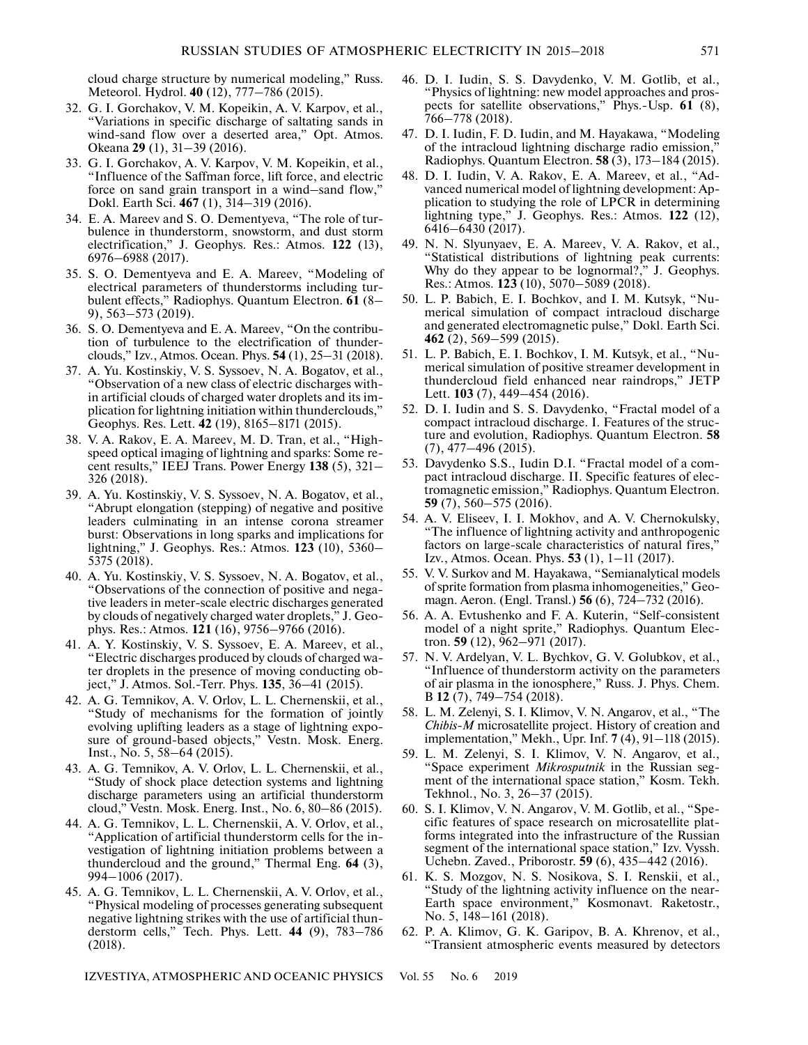cloud charge structure by numerical modeling," Russ. Meteorol. Hydrol. **40** (12), 777–786 (2015).

32. G. I. Gorchakov, V. M. Kopeikin, A. V. Karpov, et al., "Variations in specific discharge of saltating sands in wind-sand flow over a deserted area," Opt. Atmos. Okeana **29** (1), 31–39 (2016).
33. G. I. Gorchakov, A. V. Karpov, V. M. Kopeikin, et al., "Influence of the Saffman force, lift force, and electric force on sand grain transport in a wind–sand flow," Dokl. Earth Sci. **467** (1), 314–319 (2016).
34. E. A. Mareev and S. O. Dementyeva, "The role of turbulence in thunderstorm, snowstorm, and dust storm electrification," J. Geophys. Res.: Atmos. **122** (13), 6976–6988 (2017).
35. S. O. Dementyeva and E. A. Mareev, "Modeling of electrical parameters of thunderstorms including turbulent effects," Radiophys. Quantum Electron. **61** (8–9), 563–573 (2019).
36. S. O. Dementyeva and E. A. Mareev, "On the contribution of turbulence to the electrification of thunderclouds," Izv., Atmos. Ocean. Phys. **54** (1), 25–31 (2018).
37. A. Yu. Kostinskiy, V. S. Syssoev, N. A. Bogatov, et al., "Observation of a new class of electric discharges within artificial clouds of charged water droplets and its implication for lightning initiation within thunderclouds," Geophys. Res. Lett. **42** (19), 8165–8171 (2015).
38. V. A. Rakov, E. A. Mareev, M. D. Tran, et al., "High-speed optical imaging of lightning and sparks: Some recent results," IEEJ Trans. Power Energy **138** (5), 321–326 (2018).
39. A. Yu. Kostinskiy, V. S. Syssoev, N. A. Bogatov, et al., "Abrupt elongation (stepping) of negative and positive leaders culminating in an intense corona streamer burst: Observations in long sparks and implications for lightning," J. Geophys. Res.: Atmos. **123** (10), 5360–5375 (2018).
40. A. Yu. Kostinskiy, V. S. Syssoev, N. A. Bogatov, et al., "Observations of the connection of positive and negative leaders in meter-scale electric discharges generated by clouds of negatively charged water droplets," J. Geophys. Res.: Atmos. **121** (16), 9756–9766 (2016).
41. A. Y. Kostinskiy, V. S. Syssoev, E. A. Mareev, et al., "Electric discharges produced by clouds of charged water droplets in the presence of moving conducting object," J. Atmos. Sol.-Terr. Phys. **135**, 36–41 (2015).
42. A. G. Temnikov, A. V. Orlov, L. L. Chernenskii, et al., "Study of mechanisms for the formation of jointly evolving uplifting leaders as a stage of lightning exposure of ground-based objects," Vestn. Mosk. Energ. Inst., No. 5, 58–64 (2015).
43. A. G. Temnikov, A. V. Orlov, L. L. Chernenskii, et al., "Study of shock place detection systems and lightning discharge parameters using an artificial thunderstorm cloud," Vestn. Mosk. Energ. Inst., No. 6, 80–86 (2015).
44. A. G. Temnikov, L. L. Chernenskii, A. V. Orlov, et al., "Application of artificial thunderstorm cells for the investigation of lightning initiation problems between a thundercloud and the ground," Thermal Eng. **64** (3), 994–1006 (2017).
45. A. G. Temnikov, L. L. Chernenskii, A. V. Orlov, et al., "Physical modeling of processes generating subsequent negative lightning strikes with the use of artificial thunderstorm cells," Tech. Phys. Lett. **44** (9), 783–786 (2018).
46. D. I. Iudin, S. S. Davydenko, V. M. Gotlib, et al., "Physics of lightning: new model approaches and prospects for satellite observations," Phys.-Usp. **61** (8), 766–778 (2018).
47. D. I. Iudin, F. D. Iudin, and M. Hayakawa, "Modeling of the intracloud lightning discharge radio emission," Radiophys. Quantum Electron. **58** (3), 173–184 (2015).
48. D. I. Iudin, V. A. Rakov, E. A. Mareev, et al., "Advanced numerical model of lightning development: Application to studying the role of LPCR in determining lightning type," J. Geophys. Res.: Atmos. **122** (12), 6416–6430 (2017).
49. N. N. Slyunyaev, E. A. Mareev, V. A. Rakov, et al., "Statistical distributions of lightning peak currents: Why do they appear to be lognormal?," J. Geophys. Res.: Atmos. **123** (10), 5070–5089 (2018).
50. L. P. Babich, E. I. Bochkov, and I. M. Kutsyk, "Numerical simulation of compact intracloud discharge and generated electromagnetic pulse," Dokl. Earth Sci. **462** (2), 569–599 (2015).
51. L. P. Babich, E. I. Bochkov, I. M. Kutsyk, et al., "Numerical simulation of positive streamer development in thundercloud field enhanced near raindrops," JETP Lett. **103** (7), 449–454 (2016).
52. D. I. Iudin and S. S. Davydenko, "Fractal model of a compact intracloud discharge. I. Features of the structure and evolution, Radiophys. Quantum Electron. **58** (7), 477–496 (2015).
53. Davydenko S.S., Iudin D.I. "Fractal model of a compact intracloud discharge. II. Specific features of electromagnetic emission," Radiophys. Quantum Electron. **59** (7), 560–575 (2016).
54. A. V. Eliseev, I. I. Mokhov, and A. V. Chernokulsky, "The influence of lightning activity and anthropogenic factors on large-scale characteristics of natural fires," Izv., Atmos. Ocean. Phys. **53** (1), 1–11 (2017).
55. V. V. Surkov and M. Hayakawa, "Semianalytical models of sprite formation from plasma inhomogeneities," Geomagn. Aeron. (Engl. Transl.) **56** (6), 724–732 (2016).
56. A. A. Evtushenko and F. A. Kuterin, "Self-consistent model of a night sprite," Radiophys. Quantum Electron. **59** (12), 962–971 (2017).
57. N. V. Ardelyan, V. L. Bychkov, G. V. Golubkov, et al., "Influence of thunderstorm activity on the parameters of air plasma in the ionosphere," Russ. J. Phys. Chem. B **12** (7), 749–754 (2018).
58. L. M. Zelenyi, S. I. Klimov, V. N. Angarov, et al., "The *Chibis-M* microsatellite project. History of creation and implementation," Mekh., Upr. Inf. **7** (4), 91–118 (2015).
59. L. M. Zelenyi, S. I. Klimov, V. N. Angarov, et al., "Space experiment *Mikrosputnik* in the Russian segment of the international space station," Kosm. Tekh. Tekhnol., No. 3, 26–37 (2015).
60. S. I. Klimov, V. N. Angarov, V. M. Gotlib, et al., "Specific features of space research on microsatellite platforms integrated into the infrastructure of the Russian segment of the international space station," Izv. Vyssh. Uchebn. Zaved., Priborostr. **59** (6), 435–442 (2016).
61. K. S. Mozgov, N. S. Nosikova, S. I. Renskii, et al., "Study of the lightning activity influence on the near-Earth space environment," Kosmonavt. Raketostr., No. 5, 148–161 (2018).
62. P. A. Klimov, G. K. Garipov, B. A. Khrenov, et al., "Transient atmospheric events measured by detectors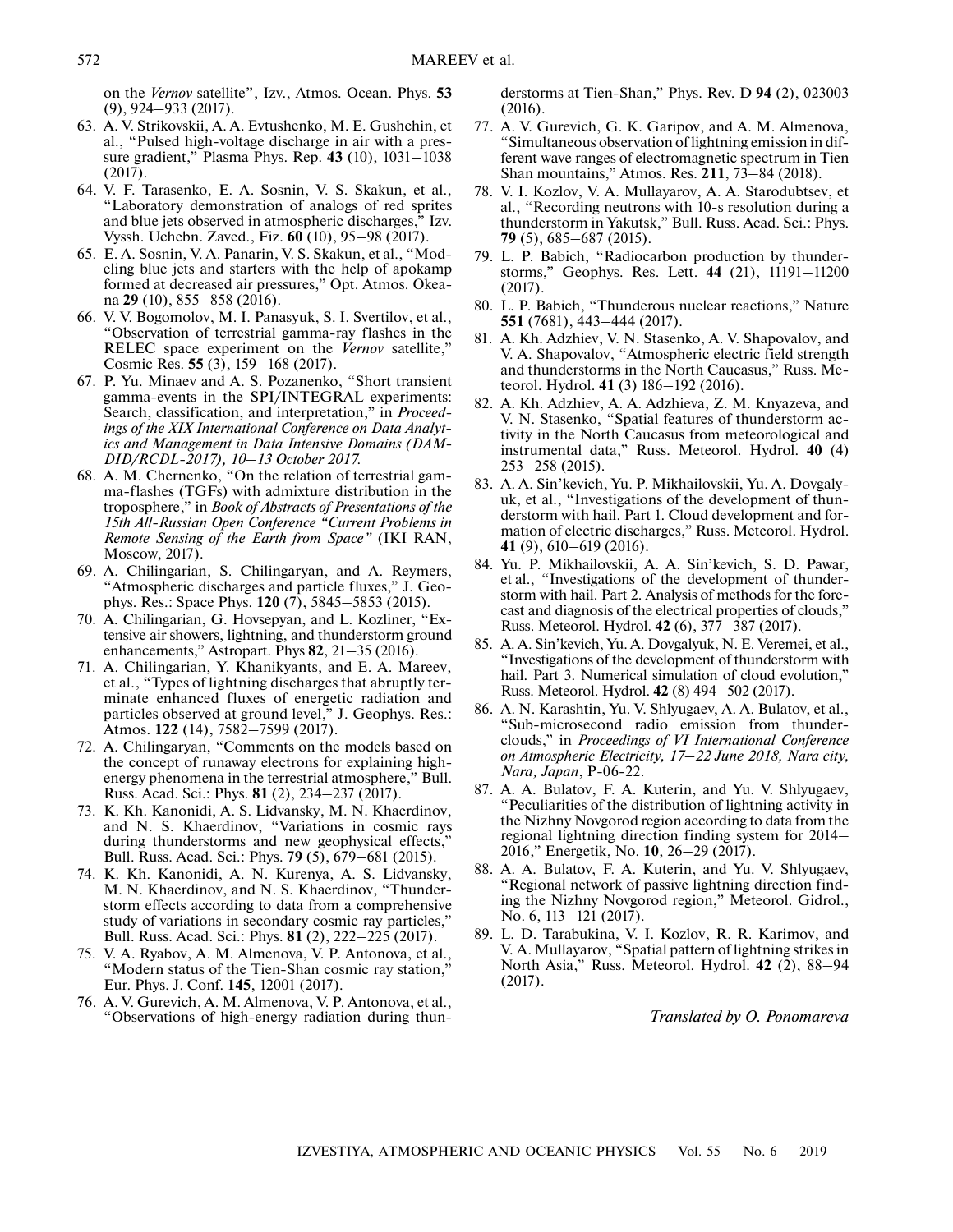on the *Vernov* satellite", Izv., Atmos. Ocean. Phys. **53** (9), 924–933 (2017).

63. A. V. Strikovskii, A. A. Evtushenko, M. E. Gushchin, et al., "Pulsed high-voltage discharge in air with a pressure gradient," Plasma Phys. Rep. **43** (10), 1031–1038 (2017).
64. V. F. Tarasenko, E. A. Sosnin, V. S. Skakun, et al., "Laboratory demonstration of analogs of red sprites and blue jets observed in atmospheric discharges," Izv. Vyssh. Uchebn. Zaved., Fiz. **60** (10), 95–98 (2017).
65. E. A. Sosnin, V. A. Panarin, V. S. Skakun, et al., "Modeling blue jets and starters with the help of apokamp formed at decreased air pressures," Opt. Atmos. Okeana **29** (10), 855–858 (2016).
66. V. V. Bogomolov, M. I. Panasyuk, S. I. Svertilov, et al., "Observation of terrestrial gamma-ray flashes in the RELEC space experiment on the *Vernov* satellite," Cosmic Res. **55** (3), 159–168 (2017).
67. P. Yu. Minaev and A. S. Pozanenko, "Short transient gamma-events in the SPI/INTEGRAL experiments: Search, classification, and interpretation," in *Proceedings of the XIX International Conference on Data Analytics and Management in Data Intensive Domains (DAMDID/RCDL-2017), 10–13 October 2017.*
68. A. M. Chernenko, "On the relation of terrestrial gamma-flashes (TGFs) with admixture distribution in the troposphere," in *Book of Abstracts of Presentations of the 15th All-Russian Open Conference "Current Problems in Remote Sensing of the Earth from Space"* (IKI RAN, Moscow, 2017).
69. A. Chilingarian, S. Chilingaryan, and A. Reymers, "Atmospheric discharges and particle fluxes," J. Geophys. Res.: Space Phys. **120** (7), 5845–5853 (2015).
70. A. Chilingarian, G. Hovsepyan, and L. Kozliner, "Extensive air showers, lightning, and thunderstorm ground enhancements," Astropart. Phys **82**, 21–35 (2016).
71. A. Chilingarian, Y. Khanikyants, and E. A. Mareev, et al., "Types of lightning discharges that abruptly terminate enhanced fluxes of energetic radiation and particles observed at ground level," J. Geophys. Res.: Atmos. **122** (14), 7582–7599 (2017).
72. A. Chilingaryan, "Comments on the models based on the concept of runaway electrons for explaining high-energy phenomena in the terrestrial atmosphere," Bull. Russ. Acad. Sci.: Phys. **81** (2), 234–237 (2017).
73. K. Kh. Kanonidi, A. S. Lidvansky, M. N. Khaerdinov, and N. S. Khaerdinov, "Variations in cosmic rays during thunderstorms and new geophysical effects," Bull. Russ. Acad. Sci.: Phys. **79** (5), 679–681 (2015).
74. K. Kh. Kanonidi, A. N. Kurenya, A. S. Lidvansky, M. N. Khaerdinov, and N. S. Khaerdinov, "Thunderstorm effects according to data from a comprehensive study of variations in secondary cosmic ray particles," Bull. Russ. Acad. Sci.: Phys. **81** (2), 222–225 (2017).
75. V. A. Ryabov, A. M. Almenova, V. P. Antonova, et al., "Modern status of the Tien-Shan cosmic ray station," Eur. Phys. J. Conf. **145**, 12001 (2017).
76. A. V. Gurevich, A. M. Almenova, V. P. Antonova, et al., "Observations of high-energy radiation during thunderstorms at Tien-Shan," Phys. Rev. D **94** (2), 023003 (2016).
77. A. V. Gurevich, G. K. Garipov, and A. M. Almenova, "Simultaneous observation of lightning emission in different wave ranges of electromagnetic spectrum in Tien Shan mountains," Atmos. Res. **211**, 73–84 (2018).
78. V. I. Kozlov, V. A. Mullayarov, A. A. Starodubtsev, et al., "Recording neutrons with 10-s resolution during a thunderstorm in Yakutsk," Bull. Russ. Acad. Sci.: Phys. **79** (5), 685–687 (2015).
79. L. P. Babich, "Radiocarbon production by thunderstorms," Geophys. Res. Lett. **44** (21), 11191–11200 (2017).
80. L. P. Babich, "Thunderous nuclear reactions," Nature **551** (7681), 443–444 (2017).
81. A. Kh. Adzhiev, V. N. Stasenko, A. V. Shapovalov, and V. A. Shapovalov, "Atmospheric electric field strength and thunderstorms in the North Caucasus," Russ. Meteorol. Hydrol. **41** (3) 186–192 (2016).
82. A. Kh. Adzhiev, A. A. Adzhieva, Z. M. Knyazeva, and V. N. Stasenko, "Spatial features of thunderstorm activity in the North Caucasus from meteorological and instrumental data," Russ. Meteorol. Hydrol. **40** (4) 253–258 (2015).
83. A. A. Sin'kevich, Yu. P. Mikhailovskii, Yu. A. Dovgalyuk, et al., "Investigations of the development of thunderstorm with hail. Part 1. Cloud development and formation of electric discharges," Russ. Meteorol. Hydrol. **41** (9), 610–619 (2016).
84. Yu. P. Mikhailovskii, A. A. Sin'kevich, S. D. Pawar, et al., "Investigations of the development of thunderstorm with hail. Part 2. Analysis of methods for the forecast and diagnosis of the electrical properties of clouds," Russ. Meteorol. Hydrol. **42** (6), 377–387 (2017).
85. A. A. Sin'kevich, Yu. A. Dovgalyuk, N. E. Veremei, et al., "Investigations of the development of thunderstorm with hail. Part 3. Numerical simulation of cloud evolution," Russ. Meteorol. Hydrol. **42** (8) 494–502 (2017).
86. A. N. Karashtin, Yu. V. Shlyugaev, A. A. Bulatov, et al., "Sub-microsecond radio emission from thunderclouds," in *Proceedings of VI International Conference on Atmospheric Electricity, 17–22 June 2018, Nara city, Nara, Japan*, P-06-22.
87. A. A. Bulatov, F. A. Kuterin, and Yu. V. Shlyugaev, "Peculiarities of the distribution of lightning activity in the Nizhny Novgorod region according to data from the regional lightning direction finding system for 2014–2016," Energetik, No. **10**, 26–29 (2017).
88. A. A. Bulatov, F. A. Kuterin, and Yu. V. Shlyugaev, "Regional network of passive lightning direction finding the Nizhny Novgorod region," Meteorol. Gidrol., No. 6, 113–121 (2017).
89. L. D. Tarabukina, V. I. Kozlov, R. R. Karimov, and V. A. Mullayarov, "Spatial pattern of lightning strikes in North Asia," Russ. Meteorol. Hydrol. **42** (2), 88–94 (2017).

*Translated by O. Ponomareva*